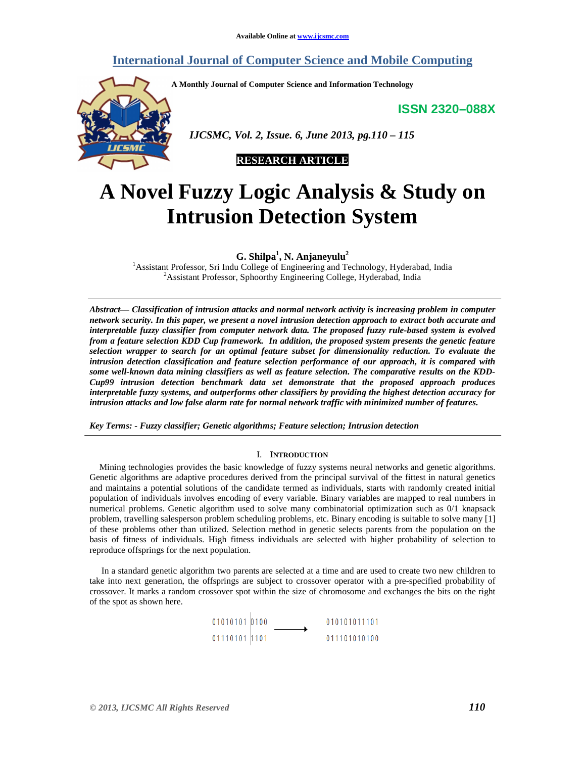Available Online at www.ijcsmc.com

# International Journal of Computer Science and Mobile Computing

A Monthly Journal of Computer Science and Information Technology

ISSN 2320–088X

*IJCSMC, Vol. 2, Issue. 6, June 2013, pg.110 – 115*

**RESEARCH ARTICLE**

# A Novel Fuzzy Logic Analysis & Study on Intrusion Detection System

**G. Shilpa[1], N. Anjaneyulu[2]**

[1]Assistant Professor, Sri Indu College of Engineering and Technology, Hyderabad, India
[2]Assistant Professor, Sphoorthy Engineering College, Hyderabad, India

***Abstract— Classification of intrusion attacks and normal network activity is increasing problem in computer network security. In this paper, we present a novel intrusion detection approach to extract both accurate and interpretable fuzzy classifier from computer network data. The proposed fuzzy rule-based system is evolved from a feature selection KDD Cup framework. In addition, the proposed system presents the genetic feature selection wrapper to search for an optimal feature subset for dimensionality reduction. To evaluate the intrusion detection classification and feature selection performance of our approach, it is compared with some well-known data mining classifiers as well as feature selection. The comparative results on the KDD-Cup99 intrusion detection benchmark data set demonstrate that the proposed approach produces interpretable fuzzy systems, and outperforms other classifiers by providing the highest detection accuracy for intrusion attacks and low false alarm rate for normal network traffic with minimized number of features.***

***Key Terms: - Fuzzy classifier; Genetic algorithms; Feature selection; Intrusion detection***

## I. Introduction

Mining technologies provides the basic knowledge of fuzzy systems neural networks and genetic algorithms. Genetic algorithms are adaptive procedures derived from the principal survival of the fittest in natural genetics and maintains a potential solutions of the candidate termed as individuals, starts with randomly created initial population of individuals involves encoding of every variable. Binary variables are mapped to real numbers in numerical problems. Genetic algorithm used to solve many combinatorial optimization such as 0/1 knapsack problem, travelling salesperson problem scheduling problems, etc. Binary encoding is suitable to solve many [1] of these problems other than utilized. Selection method in genetic selects parents from the population on the basis of fitness of individuals. High fitness individuals are selected with higher probability of selection to reproduce offsprings for the next population.

In a standard genetic algorithm two parents are selected at a time and are used to create two new children to take into next generation, the offsprings are subject to crossover operator with a pre-specified probability of crossover. It marks a random crossover spot within the size of chromosome and exchanges the bits on the right of the spot as shown here.

```
01010101 | 0100   ——→   010101011101
01110101 | 1101         011101010100
```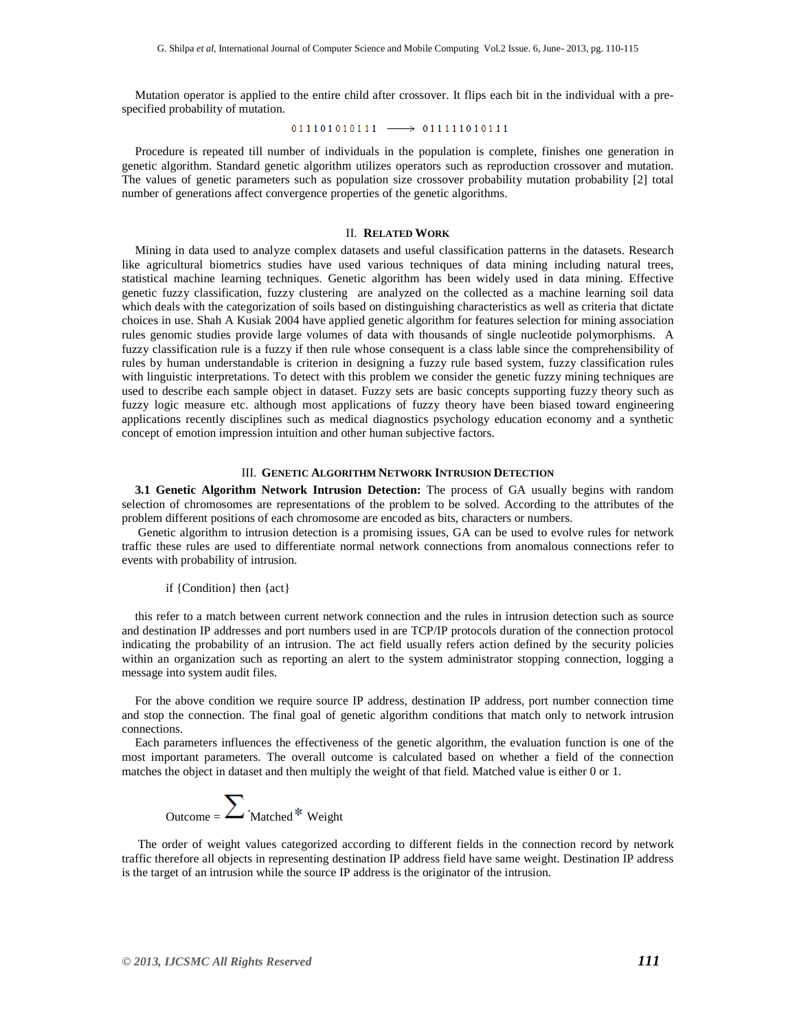Mutation operator is applied to the entire child after crossover. It flips each bit in the individual with a pre-specified probability of mutation.

011101010111 ⟶ 011111010111

Procedure is repeated till number of individuals in the population is complete, finishes one generation in genetic algorithm. Standard genetic algorithm utilizes operators such as reproduction crossover and mutation. The values of genetic parameters such as population size crossover probability mutation probability [2] total number of generations affect convergence properties of the genetic algorithms.

## II. RELATED WORK

Mining in data used to analyze complex datasets and useful classification patterns in the datasets. Research like agricultural biometrics studies have used various techniques of data mining including natural trees, statistical machine learning techniques. Genetic algorithm has been widely used in data mining. Effective genetic fuzzy classification, fuzzy clustering are analyzed on the collected as a machine learning soil data which deals with the categorization of soils based on distinguishing characteristics as well as criteria that dictate choices in use. Shah A Kusiak 2004 have applied genetic algorithm for features selection for mining association rules genomic studies provide large volumes of data with thousands of single nucleotide polymorphisms. A fuzzy classification rule is a fuzzy if then rule whose consequent is a class lable since the comprehensibility of rules by human understandable is criterion in designing a fuzzy rule based system, fuzzy classification rules with linguistic interpretations. To detect with this problem we consider the genetic fuzzy mining techniques are used to describe each sample object in dataset. Fuzzy sets are basic concepts supporting fuzzy theory such as fuzzy logic measure etc. although most applications of fuzzy theory have been biased toward engineering applications recently disciplines such as medical diagnostics psychology education economy and a synthetic concept of emotion impression intuition and other human subjective factors.

## III. GENETIC ALGORITHM NETWORK INTRUSION DETECTION

**3.1 Genetic Algorithm Network Intrusion Detection:** The process of GA usually begins with random selection of chromosomes are representations of the problem to be solved. According to the attributes of the problem different positions of each chromosome are encoded as bits, characters or numbers.

Genetic algorithm to intrusion detection is a promising issues, GA can be used to evolve rules for network traffic these rules are used to differentiate normal network connections from anomalous connections refer to events with probability of intrusion.

if {Condition} then {act}

this refer to a match between current network connection and the rules in intrusion detection such as source and destination IP addresses and port numbers used in are TCP/IP protocols duration of the connection protocol indicating the probability of an intrusion. The act field usually refers action defined by the security policies within an organization such as reporting an alert to the system administrator stopping connection, logging a message into system audit files.

For the above condition we require source IP address, destination IP address, port number connection time and stop the connection. The final goal of genetic algorithm conditions that match only to network intrusion connections.

Each parameters influences the effectiveness of the genetic algorithm, the evaluation function is one of the most important parameters. The overall outcome is calculated based on whether a field of the connection matches the object in dataset and then multiply the weight of that field. Matched value is either 0 or 1.

$$\text{Outcome} = \sum \text{Matched} * \text{Weight}$$

The order of weight values categorized according to different fields in the connection record by network traffic therefore all objects in representing destination IP address field have same weight. Destination IP address is the target of an intrusion while the source IP address is the originator of the intrusion.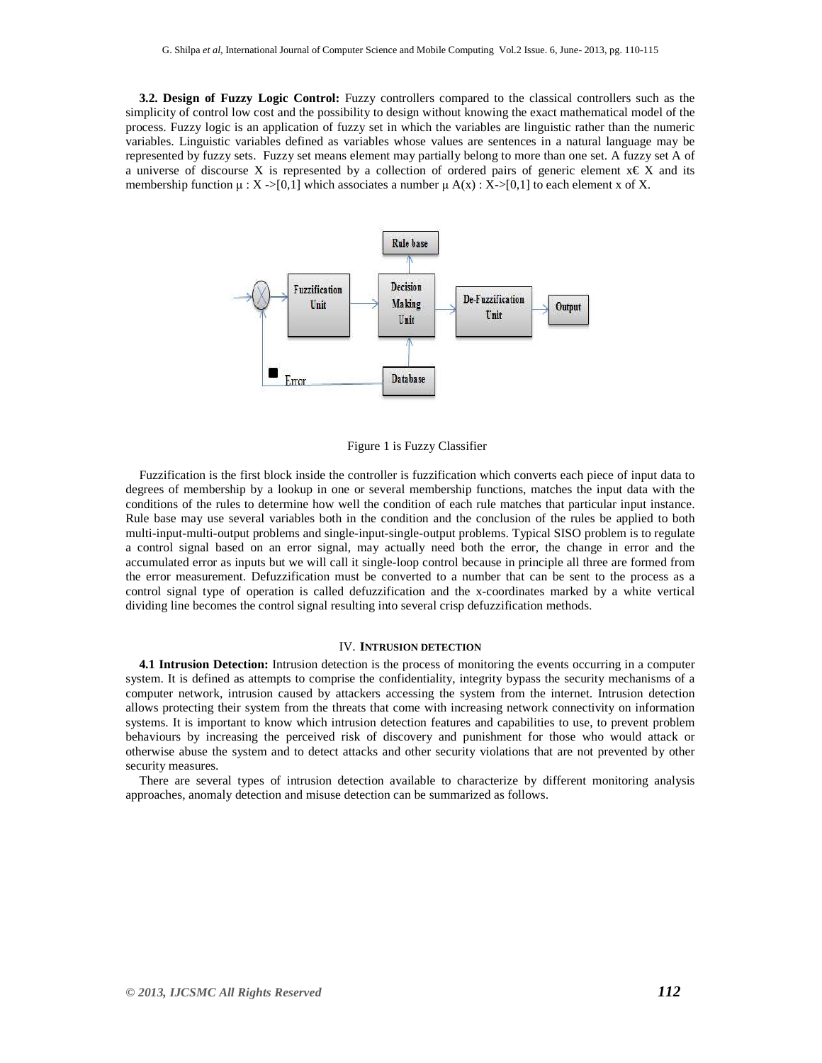**3.2. Design of Fuzzy Logic Control:** Fuzzy controllers compared to the classical controllers such as the simplicity of control low cost and the possibility to design without knowing the exact mathematical model of the process. Fuzzy logic is an application of fuzzy set in which the variables are linguistic rather than the numeric variables. Linguistic variables defined as variables whose values are sentences in a natural language may be represented by fuzzy sets. Fuzzy set means element may partially belong to more than one set. A fuzzy set A of a universe of discourse X is represented by a collection of ordered pairs of generic element x€ X and its membership function μ : X ->[0,1] which associates a number μ A(x) : X->[0,1] to each element x of X.

Figure 1 is Fuzzy Classifier

Fuzzification is the first block inside the controller is fuzzification which converts each piece of input data to degrees of membership by a lookup in one or several membership functions, matches the input data with the conditions of the rules to determine how well the condition of each rule matches that particular input instance. Rule base may use several variables both in the condition and the conclusion of the rules be applied to both multi-input-multi-output problems and single-input-single-output problems. Typical SISO problem is to regulate a control signal based on an error signal, may actually need both the error, the change in error and the accumulated error as inputs but we will call it single-loop control because in principle all three are formed from the error measurement. Defuzzification must be converted to a number that can be sent to the process as a control signal type of operation is called defuzzification and the x-coordinates marked by a white vertical dividing line becomes the control signal resulting into several crisp defuzzification methods.

## IV. INTRUSION DETECTION

**4.1 Intrusion Detection:** Intrusion detection is the process of monitoring the events occurring in a computer system. It is defined as attempts to comprise the confidentiality, integrity bypass the security mechanisms of a computer network, intrusion caused by attackers accessing the system from the internet. Intrusion detection allows protecting their system from the threats that come with increasing network connectivity on information systems. It is important to know which intrusion detection features and capabilities to use, to prevent problem behaviours by increasing the perceived risk of discovery and punishment for those who would attack or otherwise abuse the system and to detect attacks and other security violations that are not prevented by other security measures.

There are several types of intrusion detection available to characterize by different monitoring analysis approaches, anomaly detection and misuse detection can be summarized as follows.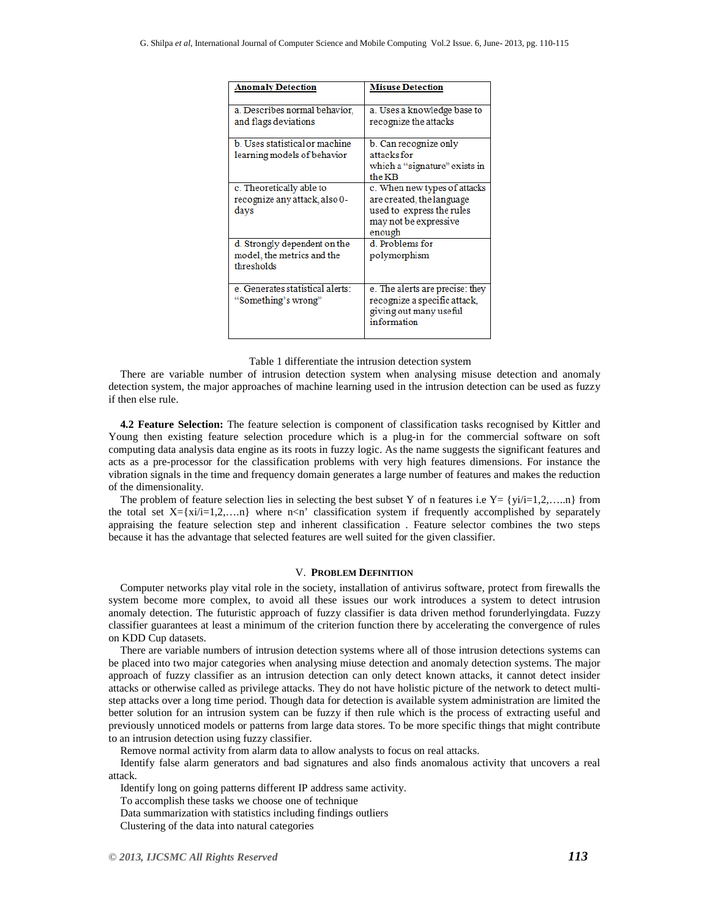| Anomaly Detection | Misuse Detection |
|---|---|
| a. Describes normal behavior, and flags deviations | a. Uses a knowledge base to recognize the attacks |
| b. Uses statistical or machine learning models of behavior | b. Can recognize only attacks for which a "signature" exists in the KB |
| c. Theoretically able to recognize any attack, also 0-days | c. When new types of attacks are created, the language used to express the rules may not be expressive enough |
| d. Strongly dependent on the model, the metrics and the thresholds | d. Problems for polymorphism |
| e. Generates statistical alerts: "Something's wrong" | e. The alerts are precise: they recognize a specific attack, giving out many useful information |

Table 1 differentiate the intrusion detection system

There are variable number of intrusion detection system when analysing misuse detection and anomaly detection system, the major approaches of machine learning used in the intrusion detection can be used as fuzzy if then else rule.

**4.2 Feature Selection:** The feature selection is component of classification tasks recognised by Kittler and Young then existing feature selection procedure which is a plug-in for the commercial software on soft computing data analysis data engine as its roots in fuzzy logic. As the name suggests the significant features and acts as a pre-processor for the classification problems with very high features dimensions. For instance the vibration signals in the time and frequency domain generates a large number of features and makes the reduction of the dimensionality.

The problem of feature selection lies in selecting the best subset Y of n features i.e Y= {yi/i=1,2,…..n} from the total set X={xi/i=1,2,….n} where n<n' classification system if frequently accomplished by separately appraising the feature selection step and inherent classification . Feature selector combines the two steps because it has the advantage that selected features are well suited for the given classifier.

## V. Problem Definition

Computer networks play vital role in the society, installation of antivirus software, protect from firewalls the system become more complex, to avoid all these issues our work introduces a system to detect intrusion anomaly detection. The futuristic approach of fuzzy classifier is data driven method forunderlyingdata. Fuzzy classifier guarantees at least a minimum of the criterion function there by accelerating the convergence of rules on KDD Cup datasets.

There are variable numbers of intrusion detection systems where all of those intrusion detections systems can be placed into two major categories when analysing miuse detection and anomaly detection systems. The major approach of fuzzy classifier as an intrusion detection can only detect known attacks, it cannot detect insider attacks or otherwise called as privilege attacks. They do not have holistic picture of the network to detect multi-step attacks over a long time period. Though data for detection is available system administration are limited the better solution for an intrusion system can be fuzzy if then rule which is the process of extracting useful and previously unnoticed models or patterns from large data stores. To be more specific things that might contribute to an intrusion detection using fuzzy classifier.

Remove normal activity from alarm data to allow analysts to focus on real attacks.

Identify false alarm generators and bad signatures and also finds anomalous activity that uncovers a real attack.

Identify long on going patterns different IP address same activity.

To accomplish these tasks we choose one of technique

Data summarization with statistics including findings outliers

Clustering of the data into natural categories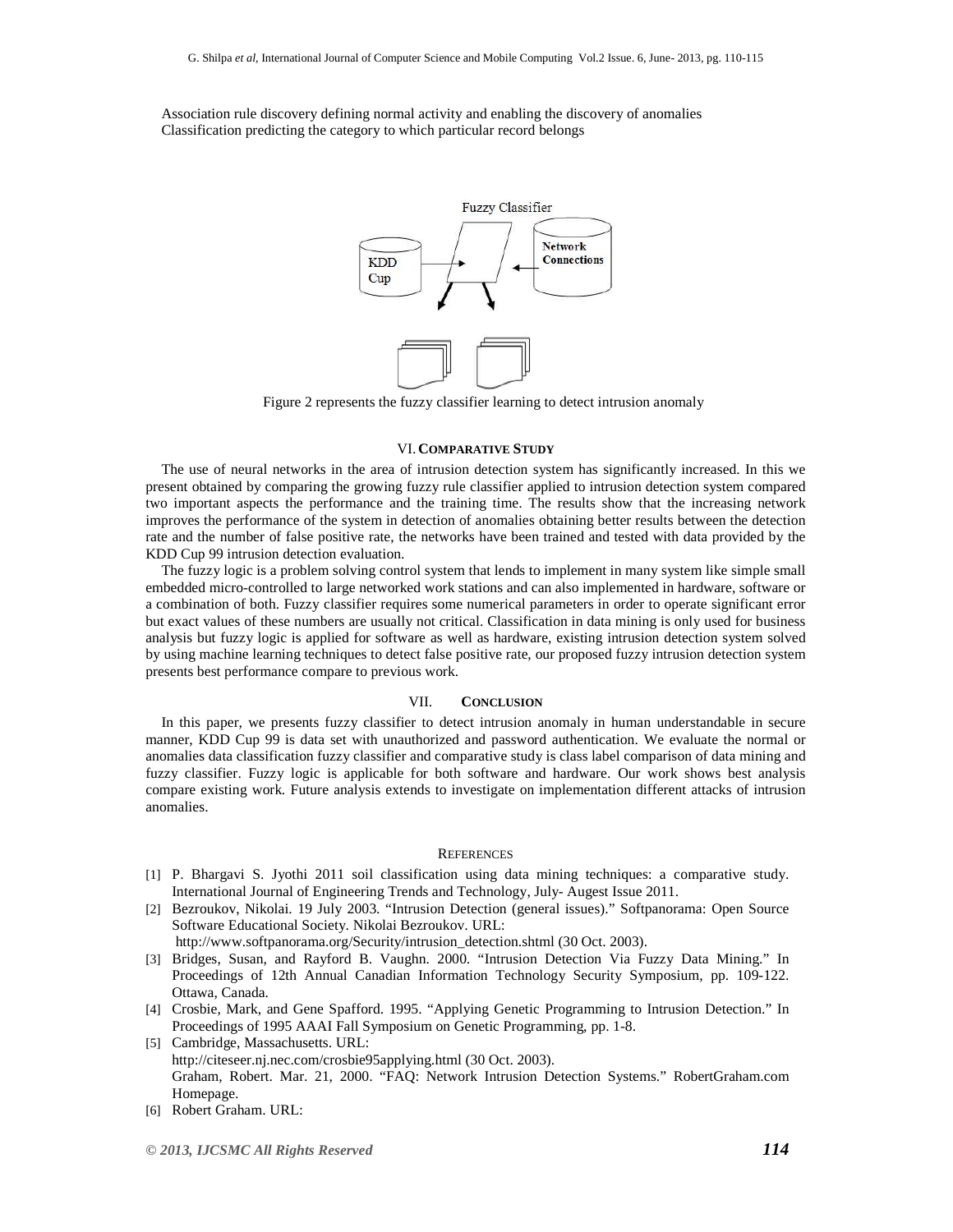Association rule discovery defining normal activity and enabling the discovery of anomalies
Classification predicting the category to which particular record belongs

Figure 2 represents the fuzzy classifier learning to detect intrusion anomaly

## VI. COMPARATIVE STUDY

The use of neural networks in the area of intrusion detection system has significantly increased. In this we present obtained by comparing the growing fuzzy rule classifier applied to intrusion detection system compared two important aspects the performance and the training time. The results show that the increasing network improves the performance of the system in detection of anomalies obtaining better results between the detection rate and the number of false positive rate, the networks have been trained and tested with data provided by the KDD Cup 99 intrusion detection evaluation.

The fuzzy logic is a problem solving control system that lends to implement in many system like simple small embedded micro-controlled to large networked work stations and can also implemented in hardware, software or a combination of both. Fuzzy classifier requires some numerical parameters in order to operate significant error but exact values of these numbers are usually not critical. Classification in data mining is only used for business analysis but fuzzy logic is applied for software as well as hardware, existing intrusion detection system solved by using machine learning techniques to detect false positive rate, our proposed fuzzy intrusion detection system presents best performance compare to previous work.

## VII. CONCLUSION

In this paper, we presents fuzzy classifier to detect intrusion anomaly in human understandable in secure manner, KDD Cup 99 is data set with unauthorized and password authentication. We evaluate the normal or anomalies data classification fuzzy classifier and comparative study is class label comparison of data mining and fuzzy classifier. Fuzzy logic is applicable for both software and hardware. Our work shows best analysis compare existing work. Future analysis extends to investigate on implementation different attacks of intrusion anomalies.

## REFERENCES

[1] P. Bhargavi S. Jyothi 2011 soil classification using data mining techniques: a comparative study. International Journal of Engineering Trends and Technology, July- Augest Issue 2011.

[2] Bezroukov, Nikolai. 19 July 2003. "Intrusion Detection (general issues)." Softpanorama: Open Source Software Educational Society. Nikolai Bezroukov. URL: http://www.softpanorama.org/Security/intrusion_detection.shtml (30 Oct. 2003).

[3] Bridges, Susan, and Rayford B. Vaughn. 2000. "Intrusion Detection Via Fuzzy Data Mining." In Proceedings of 12th Annual Canadian Information Technology Security Symposium, pp. 109-122. Ottawa, Canada.

[4] Crosbie, Mark, and Gene Spafford. 1995. "Applying Genetic Programming to Intrusion Detection." In Proceedings of 1995 AAAI Fall Symposium on Genetic Programming, pp. 1-8.

[5] Cambridge, Massachusetts. URL: http://citeseer.nj.nec.com/crosbie95applying.html (30 Oct. 2003). Graham, Robert. Mar. 21, 2000. "FAQ: Network Intrusion Detection Systems." RobertGraham.com Homepage.

[6] Robert Graham. URL: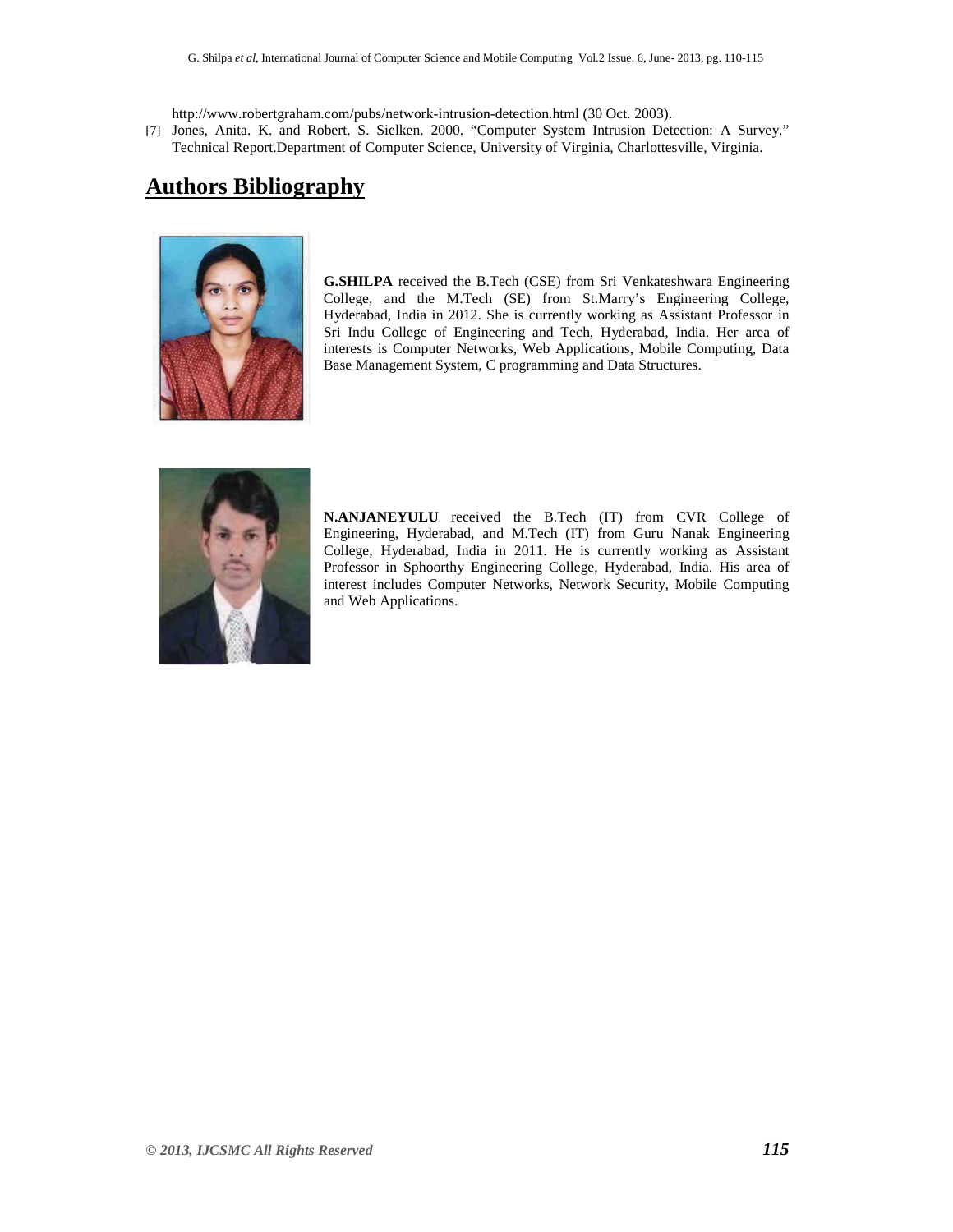http://www.robertgraham.com/pubs/network-intrusion-detection.html (30 Oct. 2003).

[7] Jones, Anita. K. and Robert. S. Sielken. 2000. "Computer System Intrusion Detection: A Survey." Technical Report.Department of Computer Science, University of Virginia, Charlottesville, Virginia.

## Authors Bibliography

**G.SHILPA** received the B.Tech (CSE) from Sri Venkateshwara Engineering College, and the M.Tech (SE) from St.Marry's Engineering College, Hyderabad, India in 2012. She is currently working as Assistant Professor in Sri Indu College of Engineering and Tech, Hyderabad, India. Her area of interests is Computer Networks, Web Applications, Mobile Computing, Data Base Management System, C programming and Data Structures.

**N.ANJANEYULU** received the B.Tech (IT) from CVR College of Engineering, Hyderabad, and M.Tech (IT) from Guru Nanak Engineering College, Hyderabad, India in 2011. He is currently working as Assistant Professor in Sphoorthy Engineering College, Hyderabad, India. His area of interest includes Computer Networks, Network Security, Mobile Computing and Web Applications.